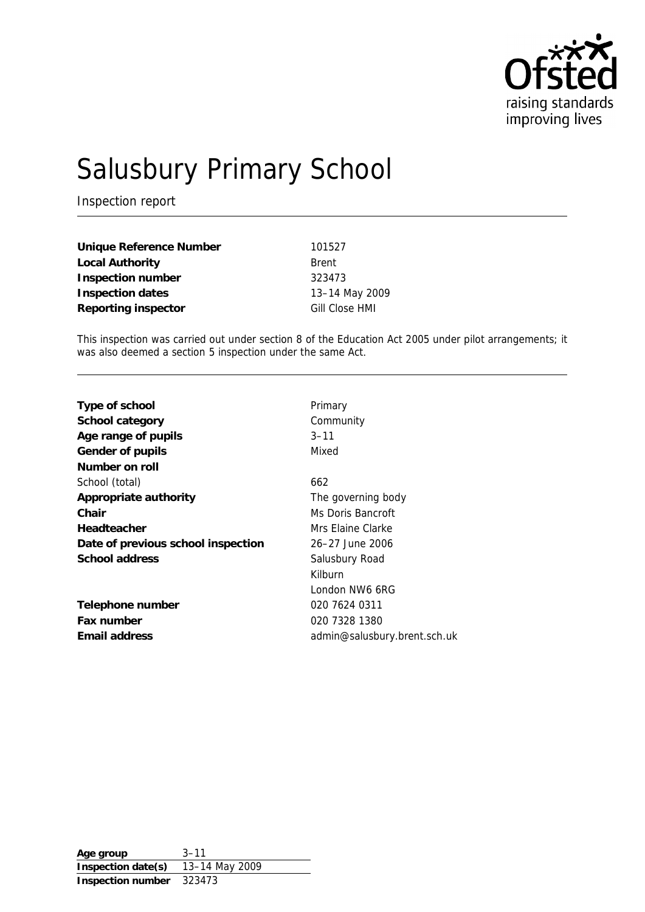# Salusbury Primary School

Inspection report

| | |
|---|---|
| **Unique Reference Number** | 101527 |
| **Local Authority** | Brent |
| **Inspection number** | 323473 |
| **Inspection dates** | 13–14 May 2009 |
| **Reporting inspector** | Gill Close HMI |

This inspection was carried out under section 8 of the Education Act 2005 under pilot arrangements; it was also deemed a section 5 inspection under the same Act.

| | |
|---|---|
| **Type of school** | Primary |
| **School category** | Community |
| **Age range of pupils** | 3–11 |
| **Gender of pupils** | Mixed |
| **Number on roll** | |
| School (total) | 662 |
| **Appropriate authority** | The governing body |
| **Chair** | Ms Doris Bancroft |
| **Headteacher** | Mrs Elaine Clarke |
| **Date of previous school inspection** | 26–27 June 2006 |
| **School address** | Salusbury Road<br>Kilburn<br>London NW6 6RG |
| **Telephone number** | 020 7624 0311 |
| **Fax number** | 020 7328 1380 |
| **Email address** | admin@salusbury.brent.sch.uk |

| | |
|---|---|
| **Age group** | 3–11 |
| **Inspection date(s)** | 13–14 May 2009 |
| **Inspection number** | 323473 |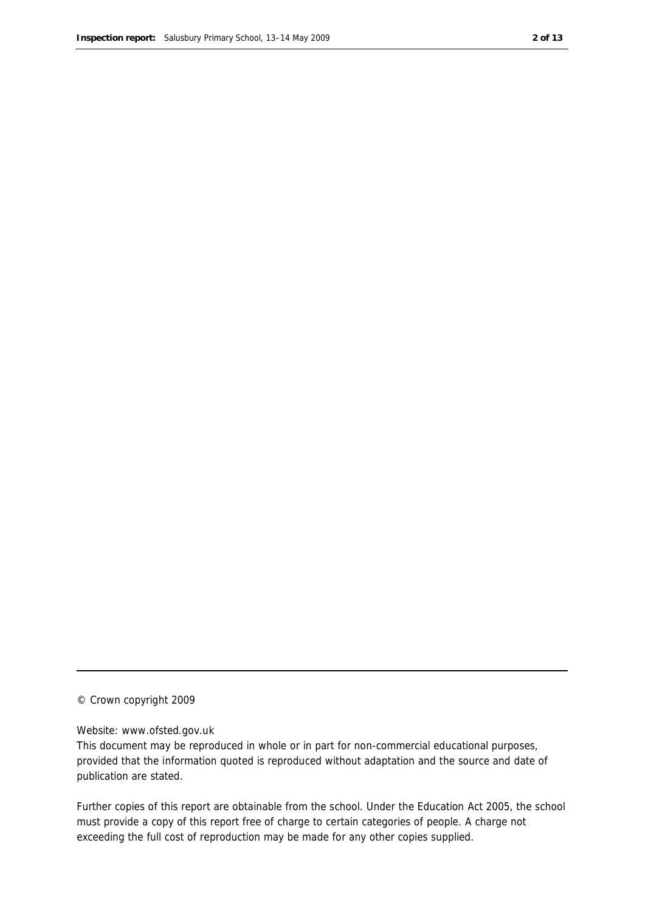© Crown copyright 2009

Website: www.ofsted.gov.uk

This document may be reproduced in whole or in part for non-commercial educational purposes, provided that the information quoted is reproduced without adaptation and the source and date of publication are stated.

Further copies of this report are obtainable from the school. Under the Education Act 2005, the school must provide a copy of this report free of charge to certain categories of people. A charge not exceeding the full cost of reproduction may be made for any other copies supplied.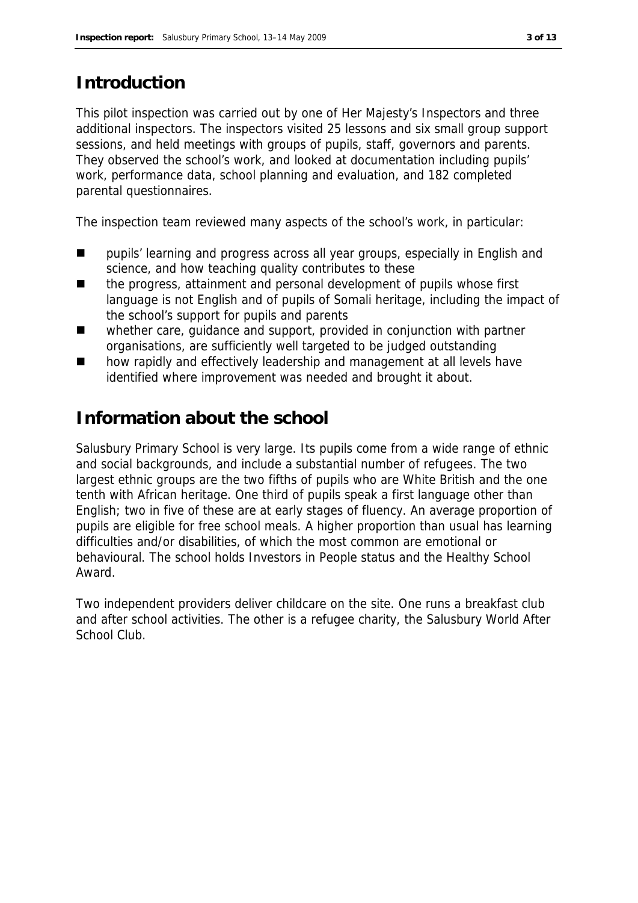## Introduction

This pilot inspection was carried out by one of Her Majesty's Inspectors and three additional inspectors. The inspectors visited 25 lessons and six small group support sessions, and held meetings with groups of pupils, staff, governors and parents. They observed the school's work, and looked at documentation including pupils' work, performance data, school planning and evaluation, and 182 completed parental questionnaires.

The inspection team reviewed many aspects of the school's work, in particular:

- pupils' learning and progress across all year groups, especially in English and science, and how teaching quality contributes to these
- the progress, attainment and personal development of pupils whose first language is not English and of pupils of Somali heritage, including the impact of the school's support for pupils and parents
- whether care, guidance and support, provided in conjunction with partner organisations, are sufficiently well targeted to be judged outstanding
- how rapidly and effectively leadership and management at all levels have identified where improvement was needed and brought it about.

## Information about the school

Salusbury Primary School is very large. Its pupils come from a wide range of ethnic and social backgrounds, and include a substantial number of refugees. The two largest ethnic groups are the two fifths of pupils who are White British and the one tenth with African heritage. One third of pupils speak a first language other than English; two in five of these are at early stages of fluency. An average proportion of pupils are eligible for free school meals. A higher proportion than usual has learning difficulties and/or disabilities, of which the most common are emotional or behavioural. The school holds Investors in People status and the Healthy School Award.

Two independent providers deliver childcare on the site. One runs a breakfast club and after school activities. The other is a refugee charity, the Salusbury World After School Club.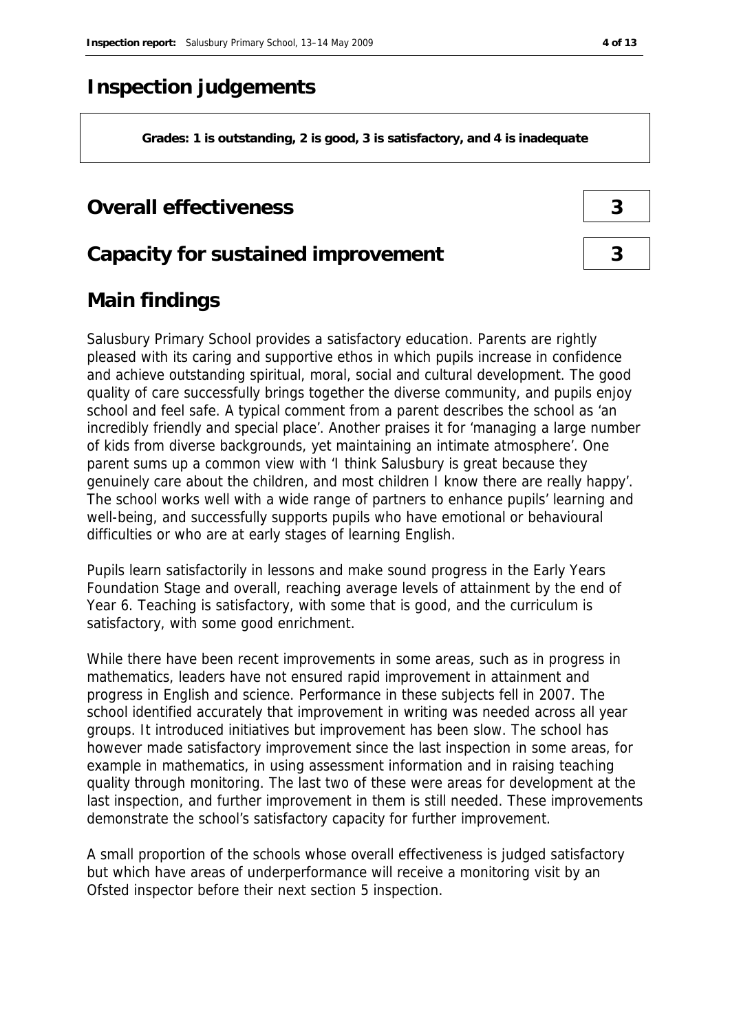# Inspection judgements

**Grades: 1 is outstanding, 2 is good, 3 is satisfactory, and 4 is inadequate**

## Overall effectiveness — 3

## Capacity for sustained improvement — 3

## Main findings

Salusbury Primary School provides a satisfactory education. Parents are rightly pleased with its caring and supportive ethos in which pupils increase in confidence and achieve outstanding spiritual, moral, social and cultural development. The good quality of care successfully brings together the diverse community, and pupils enjoy school and feel safe. A typical comment from a parent describes the school as 'an incredibly friendly and special place'. Another praises it for 'managing a large number of kids from diverse backgrounds, yet maintaining an intimate atmosphere'. One parent sums up a common view with 'I think Salusbury is great because they genuinely care about the children, and most children I know there are really happy'. The school works well with a wide range of partners to enhance pupils' learning and well-being, and successfully supports pupils who have emotional or behavioural difficulties or who are at early stages of learning English.

Pupils learn satisfactorily in lessons and make sound progress in the Early Years Foundation Stage and overall, reaching average levels of attainment by the end of Year 6. Teaching is satisfactory, with some that is good, and the curriculum is satisfactory, with some good enrichment.

While there have been recent improvements in some areas, such as in progress in mathematics, leaders have not ensured rapid improvement in attainment and progress in English and science. Performance in these subjects fell in 2007. The school identified accurately that improvement in writing was needed across all year groups. It introduced initiatives but improvement has been slow. The school has however made satisfactory improvement since the last inspection in some areas, for example in mathematics, in using assessment information and in raising teaching quality through monitoring. The last two of these were areas for development at the last inspection, and further improvement in them is still needed. These improvements demonstrate the school's satisfactory capacity for further improvement.

A small proportion of the schools whose overall effectiveness is judged satisfactory but which have areas of underperformance will receive a monitoring visit by an Ofsted inspector before their next section 5 inspection.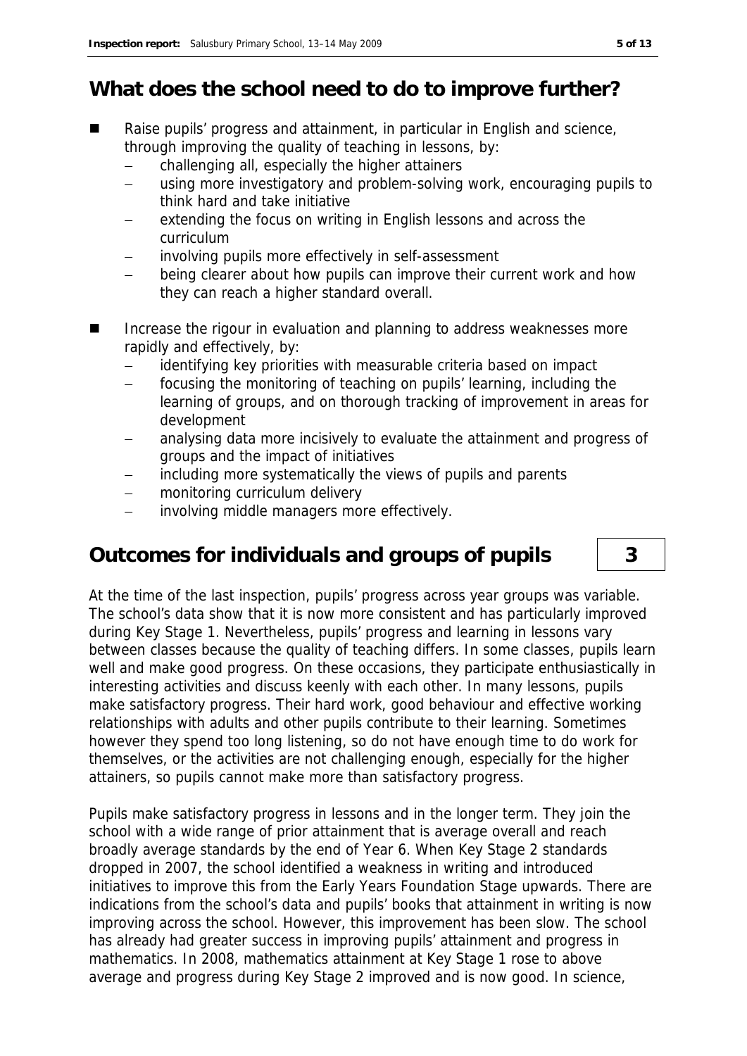## What does the school need to do to improve further?

- Raise pupils' progress and attainment, in particular in English and science, through improving the quality of teaching in lessons, by:
  - challenging all, especially the higher attainers
  - using more investigatory and problem-solving work, encouraging pupils to think hard and take initiative
  - extending the focus on writing in English lessons and across the curriculum
  - involving pupils more effectively in self-assessment
  - being clearer about how pupils can improve their current work and how they can reach a higher standard overall.
- Increase the rigour in evaluation and planning to address weaknesses more rapidly and effectively, by:
  - identifying key priorities with measurable criteria based on impact
  - focusing the monitoring of teaching on pupils' learning, including the learning of groups, and on thorough tracking of improvement in areas for development
  - analysing data more incisively to evaluate the attainment and progress of groups and the impact of initiatives
  - including more systematically the views of pupils and parents
  - monitoring curriculum delivery
  - involving middle managers more effectively.

## Outcomes for individuals and groups of pupils — 3

At the time of the last inspection, pupils' progress across year groups was variable. The school's data show that it is now more consistent and has particularly improved during Key Stage 1. Nevertheless, pupils' progress and learning in lessons vary between classes because the quality of teaching differs. In some classes, pupils learn well and make good progress. On these occasions, they participate enthusiastically in interesting activities and discuss keenly with each other. In many lessons, pupils make satisfactory progress. Their hard work, good behaviour and effective working relationships with adults and other pupils contribute to their learning. Sometimes however they spend too long listening, so do not have enough time to do work for themselves, or the activities are not challenging enough, especially for the higher attainers, so pupils cannot make more than satisfactory progress.

Pupils make satisfactory progress in lessons and in the longer term. They join the school with a wide range of prior attainment that is average overall and reach broadly average standards by the end of Year 6. When Key Stage 2 standards dropped in 2007, the school identified a weakness in writing and introduced initiatives to improve this from the Early Years Foundation Stage upwards. There are indications from the school's data and pupils' books that attainment in writing is now improving across the school. However, this improvement has been slow. The school has already had greater success in improving pupils' attainment and progress in mathematics. In 2008, mathematics attainment at Key Stage 1 rose to above average and progress during Key Stage 2 improved and is now good. In science,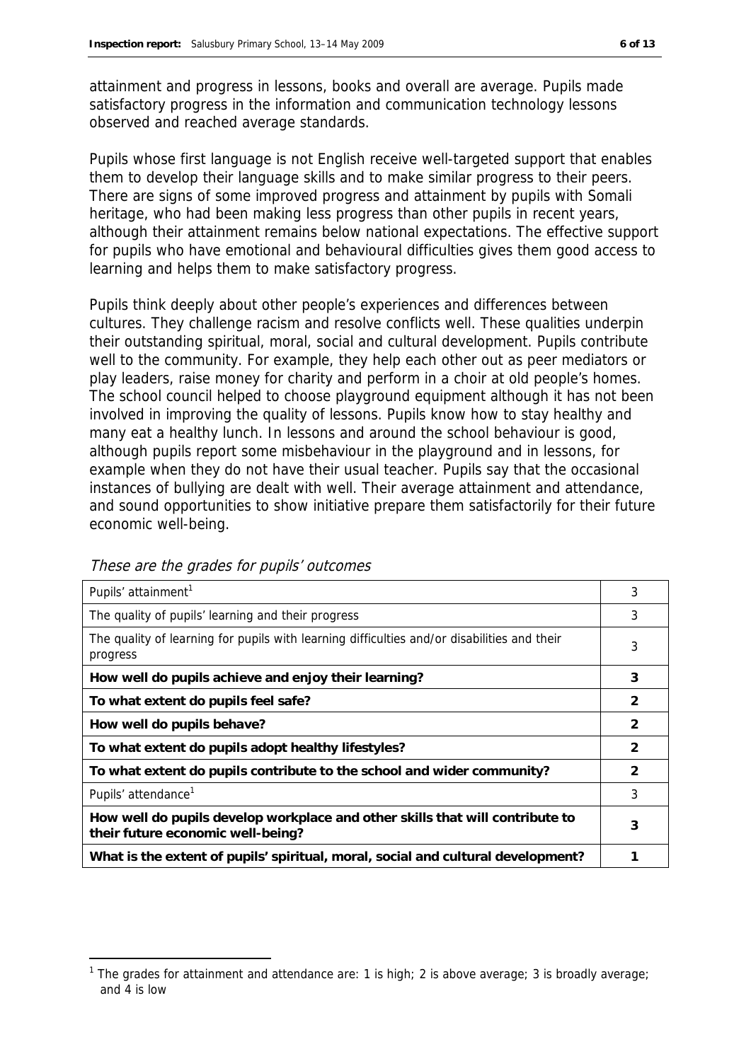attainment and progress in lessons, books and overall are average. Pupils made satisfactory progress in the information and communication technology lessons observed and reached average standards.

Pupils whose first language is not English receive well-targeted support that enables them to develop their language skills and to make similar progress to their peers. There are signs of some improved progress and attainment by pupils with Somali heritage, who had been making less progress than other pupils in recent years, although their attainment remains below national expectations. The effective support for pupils who have emotional and behavioural difficulties gives them good access to learning and helps them to make satisfactory progress.

Pupils think deeply about other people's experiences and differences between cultures. They challenge racism and resolve conflicts well. These qualities underpin their outstanding spiritual, moral, social and cultural development. Pupils contribute well to the community. For example, they help each other out as peer mediators or play leaders, raise money for charity and perform in a choir at old people's homes. The school council helped to choose playground equipment although it has not been involved in improving the quality of lessons. Pupils know how to stay healthy and many eat a healthy lunch. In lessons and around the school behaviour is good, although pupils report some misbehaviour in the playground and in lessons, for example when they do not have their usual teacher. Pupils say that the occasional instances of bullying are dealt with well. Their average attainment and attendance, and sound opportunities to show initiative prepare them satisfactorily for their future economic well-being.

*These are the grades for pupils' outcomes*

| | |
|---|---|
| Pupils' attainment[1] | 3 |
| The quality of pupils' learning and their progress | 3 |
| The quality of learning for pupils with learning difficulties and/or disabilities and their progress | 3 |
| **How well do pupils achieve and enjoy their learning?** | **3** |
| **To what extent do pupils feel safe?** | **2** |
| **How well do pupils behave?** | **2** |
| **To what extent do pupils adopt healthy lifestyles?** | **2** |
| **To what extent do pupils contribute to the school and wider community?** | **2** |
| Pupils' attendance[1] | 3 |
| **How well do pupils develop workplace and other skills that will contribute to their future economic well-being?** | **3** |
| **What is the extent of pupils' spiritual, moral, social and cultural development?** | **1** |

[1] The grades for attainment and attendance are: 1 is high; 2 is above average; 3 is broadly average; and 4 is low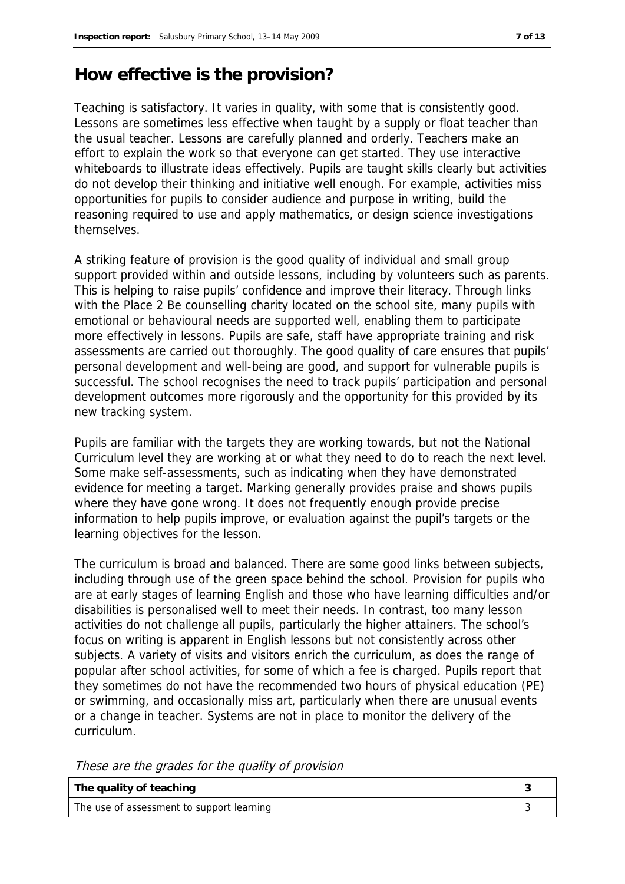## How effective is the provision?

Teaching is satisfactory. It varies in quality, with some that is consistently good. Lessons are sometimes less effective when taught by a supply or float teacher than the usual teacher. Lessons are carefully planned and orderly. Teachers make an effort to explain the work so that everyone can get started. They use interactive whiteboards to illustrate ideas effectively. Pupils are taught skills clearly but activities do not develop their thinking and initiative well enough. For example, activities miss opportunities for pupils to consider audience and purpose in writing, build the reasoning required to use and apply mathematics, or design science investigations themselves.

A striking feature of provision is the good quality of individual and small group support provided within and outside lessons, including by volunteers such as parents. This is helping to raise pupils' confidence and improve their literacy. Through links with the Place 2 Be counselling charity located on the school site, many pupils with emotional or behavioural needs are supported well, enabling them to participate more effectively in lessons. Pupils are safe, staff have appropriate training and risk assessments are carried out thoroughly. The good quality of care ensures that pupils' personal development and well-being are good, and support for vulnerable pupils is successful. The school recognises the need to track pupils' participation and personal development outcomes more rigorously and the opportunity for this provided by its new tracking system.

Pupils are familiar with the targets they are working towards, but not the National Curriculum level they are working at or what they need to do to reach the next level. Some make self-assessments, such as indicating when they have demonstrated evidence for meeting a target. Marking generally provides praise and shows pupils where they have gone wrong. It does not frequently enough provide precise information to help pupils improve, or evaluation against the pupil's targets or the learning objectives for the lesson.

The curriculum is broad and balanced. There are some good links between subjects, including through use of the green space behind the school. Provision for pupils who are at early stages of learning English and those who have learning difficulties and/or disabilities is personalised well to meet their needs. In contrast, too many lesson activities do not challenge all pupils, particularly the higher attainers. The school's focus on writing is apparent in English lessons but not consistently across other subjects. A variety of visits and visitors enrich the curriculum, as does the range of popular after school activities, for some of which a fee is charged. Pupils report that they sometimes do not have the recommended two hours of physical education (PE) or swimming, and occasionally miss art, particularly when there are unusual events or a change in teacher. Systems are not in place to monitor the delivery of the curriculum.

*These are the grades for the quality of provision*

| **The quality of teaching** | **3** |
|---|---|
| The use of assessment to support learning | 3 |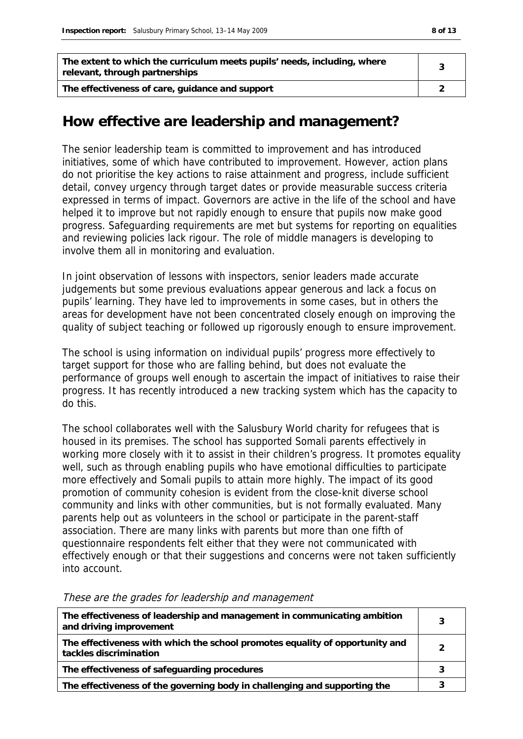| | |
|---|---|
| The extent to which the curriculum meets pupils' needs, including, where relevant, through partnerships | 3 |
| The effectiveness of care, guidance and support | 2 |

## How effective are leadership and management?

The senior leadership team is committed to improvement and has introduced initiatives, some of which have contributed to improvement. However, action plans do not prioritise the key actions to raise attainment and progress, include sufficient detail, convey urgency through target dates or provide measurable success criteria expressed in terms of impact. Governors are active in the life of the school and have helped it to improve but not rapidly enough to ensure that pupils now make good progress. Safeguarding requirements are met but systems for reporting on equalities and reviewing policies lack rigour. The role of middle managers is developing to involve them all in monitoring and evaluation.

In joint observation of lessons with inspectors, senior leaders made accurate judgements but some previous evaluations appear generous and lack a focus on pupils' learning. They have led to improvements in some cases, but in others the areas for development have not been concentrated closely enough on improving the quality of subject teaching or followed up rigorously enough to ensure improvement.

The school is using information on individual pupils' progress more effectively to target support for those who are falling behind, but does not evaluate the performance of groups well enough to ascertain the impact of initiatives to raise their progress. It has recently introduced a new tracking system which has the capacity to do this.

The school collaborates well with the Salusbury World charity for refugees that is housed in its premises. The school has supported Somali parents effectively in working more closely with it to assist in their children's progress. It promotes equality well, such as through enabling pupils who have emotional difficulties to participate more effectively and Somali pupils to attain more highly. The impact of its good promotion of community cohesion is evident from the close-knit diverse school community and links with other communities, but is not formally evaluated. Many parents help out as volunteers in the school or participate in the parent-staff association. There are many links with parents but more than one fifth of questionnaire respondents felt either that they were not communicated with effectively enough or that their suggestions and concerns were not taken sufficiently into account.

*These are the grades for leadership and management*

| | |
|---|---|
| The effectiveness of leadership and management in communicating ambition and driving improvement | 3 |
| The effectiveness with which the school promotes equality of opportunity and tackles discrimination | 2 |
| The effectiveness of safeguarding procedures | 3 |
| The effectiveness of the governing body in challenging and supporting the | 3 |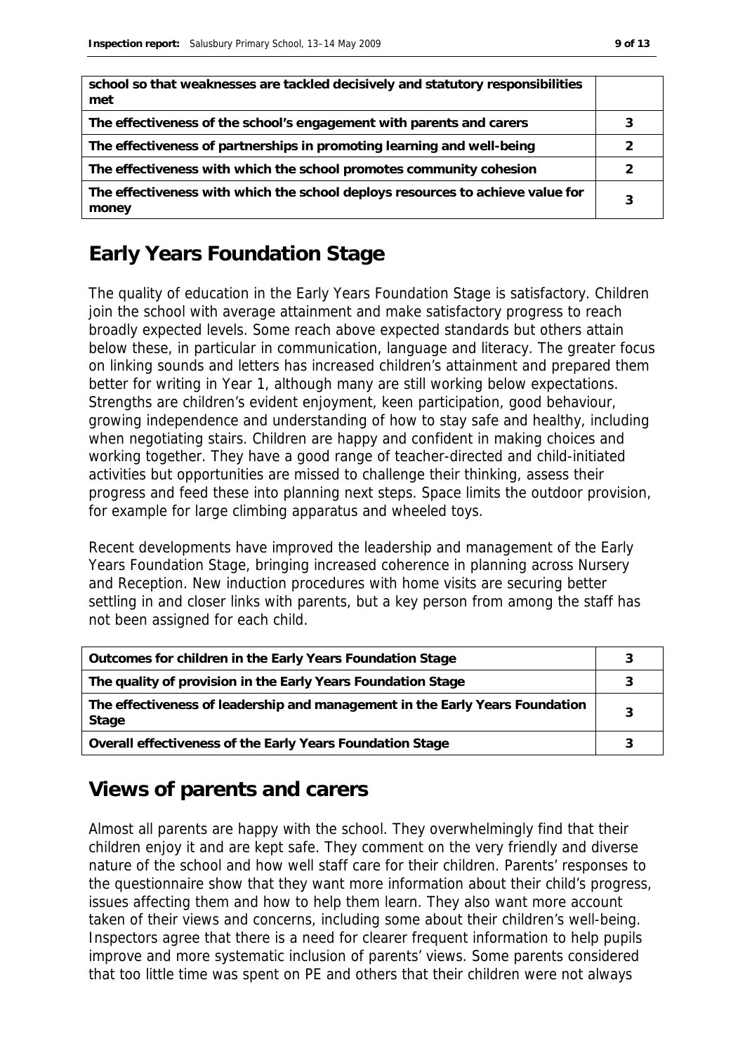| | |
|---|---|
| school so that weaknesses are tackled decisively and statutory responsibilities met | |
| The effectiveness of the school's engagement with parents and carers | 3 |
| The effectiveness of partnerships in promoting learning and well-being | 2 |
| The effectiveness with which the school promotes community cohesion | 2 |
| The effectiveness with which the school deploys resources to achieve value for money | 3 |

## Early Years Foundation Stage

The quality of education in the Early Years Foundation Stage is satisfactory. Children join the school with average attainment and make satisfactory progress to reach broadly expected levels. Some reach above expected standards but others attain below these, in particular in communication, language and literacy. The greater focus on linking sounds and letters has increased children's attainment and prepared them better for writing in Year 1, although many are still working below expectations. Strengths are children's evident enjoyment, keen participation, good behaviour, growing independence and understanding of how to stay safe and healthy, including when negotiating stairs. Children are happy and confident in making choices and working together. They have a good range of teacher-directed and child-initiated activities but opportunities are missed to challenge their thinking, assess their progress and feed these into planning next steps. Space limits the outdoor provision, for example for large climbing apparatus and wheeled toys.

Recent developments have improved the leadership and management of the Early Years Foundation Stage, bringing increased coherence in planning across Nursery and Reception. New induction procedures with home visits are securing better settling in and closer links with parents, but a key person from among the staff has not been assigned for each child.

| | |
|---|---|
| Outcomes for children in the Early Years Foundation Stage | 3 |
| The quality of provision in the Early Years Foundation Stage | 3 |
| The effectiveness of leadership and management in the Early Years Foundation Stage | 3 |
| Overall effectiveness of the Early Years Foundation Stage | 3 |

## Views of parents and carers

Almost all parents are happy with the school. They overwhelmingly find that their children enjoy it and are kept safe. They comment on the very friendly and diverse nature of the school and how well staff care for their children. Parents' responses to the questionnaire show that they want more information about their child's progress, issues affecting them and how to help them learn. They also want more account taken of their views and concerns, including some about their children's well-being. Inspectors agree that there is a need for clearer frequent information to help pupils improve and more systematic inclusion of parents' views. Some parents considered that too little time was spent on PE and others that their children were not always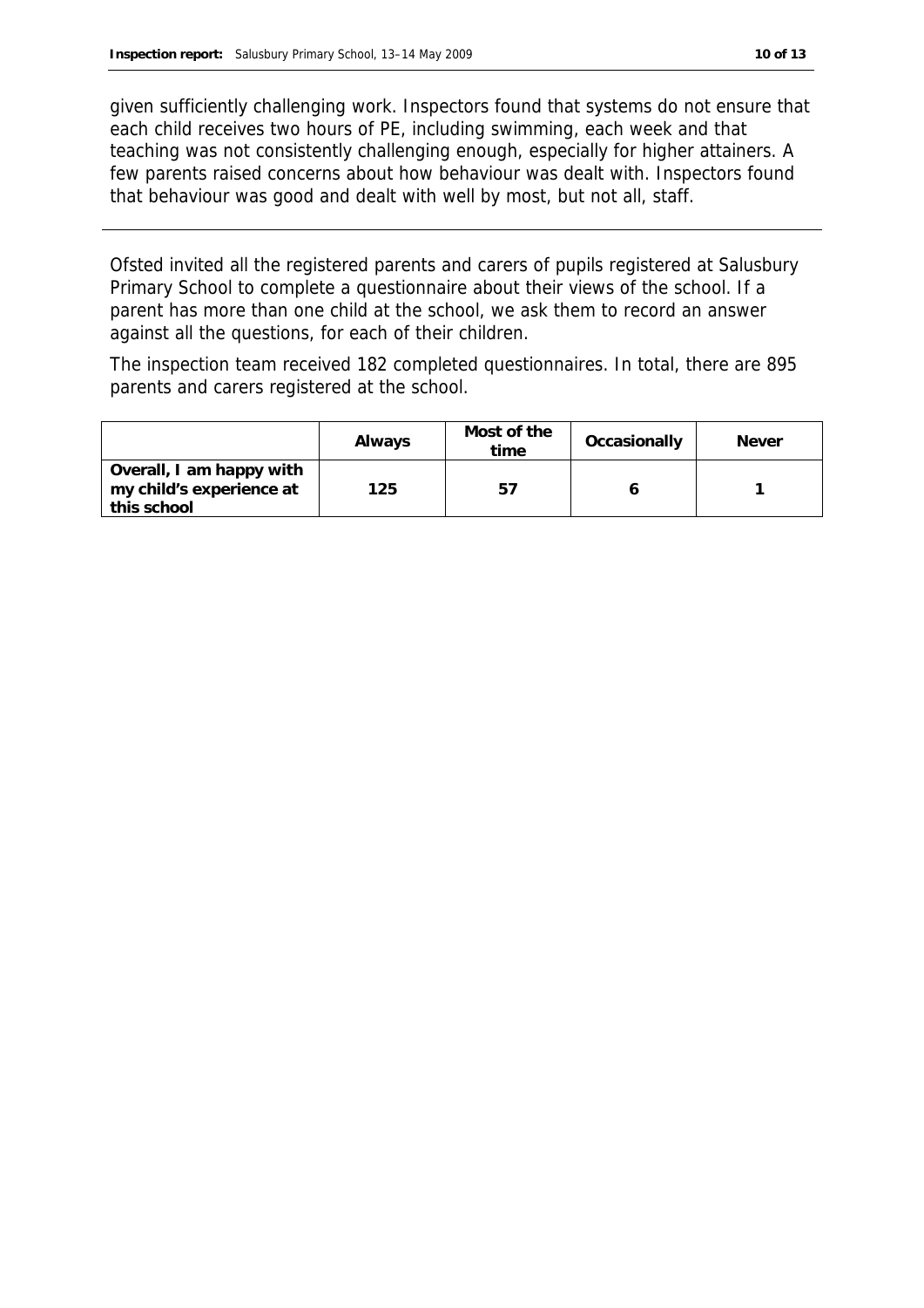given sufficiently challenging work. Inspectors found that systems do not ensure that each child receives two hours of PE, including swimming, each week and that teaching was not consistently challenging enough, especially for higher attainers. A few parents raised concerns about how behaviour was dealt with. Inspectors found that behaviour was good and dealt with well by most, but not all, staff.

---

Ofsted invited all the registered parents and carers of pupils registered at Salusbury Primary School to complete a questionnaire about their views of the school. If a parent has more than one child at the school, we ask them to record an answer against all the questions, for each of their children.

The inspection team received 182 completed questionnaires. In total, there are 895 parents and carers registered at the school.

| | Always | Most of the time | Occasionally | Never |
|---|---|---|---|---|
| **Overall, I am happy with my child's experience at this school** | 125 | 57 | 6 | 1 |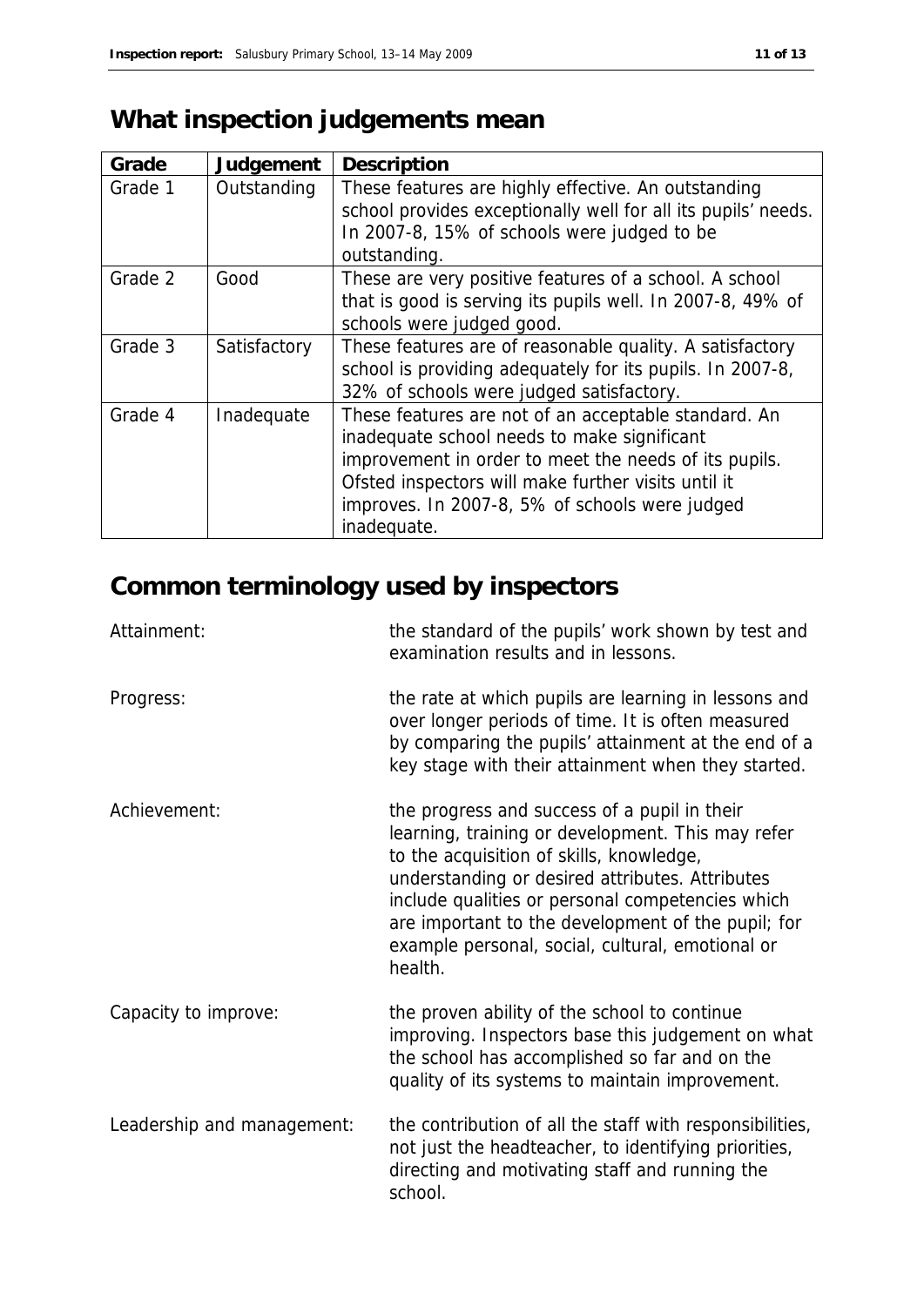# What inspection judgements mean

| Grade | Judgement | Description |
|---|---|---|
| Grade 1 | Outstanding | These features are highly effective. An outstanding school provides exceptionally well for all its pupils' needs. In 2007-8, 15% of schools were judged to be outstanding. |
| Grade 2 | Good | These are very positive features of a school. A school that is good is serving its pupils well. In 2007-8, 49% of schools were judged good. |
| Grade 3 | Satisfactory | These features are of reasonable quality. A satisfactory school is providing adequately for its pupils. In 2007-8, 32% of schools were judged satisfactory. |
| Grade 4 | Inadequate | These features are not of an acceptable standard. An inadequate school needs to make significant improvement in order to meet the needs of its pupils. Ofsted inspectors will make further visits until it improves. In 2007-8, 5% of schools were judged inadequate. |

# Common terminology used by inspectors

| | |
|---|---|
| Attainment: | the standard of the pupils' work shown by test and examination results and in lessons. |
| Progress: | the rate at which pupils are learning in lessons and over longer periods of time. It is often measured by comparing the pupils' attainment at the end of a key stage with their attainment when they started. |
| Achievement: | the progress and success of a pupil in their learning, training or development. This may refer to the acquisition of skills, knowledge, understanding or desired attributes. Attributes include qualities or personal competencies which are important to the development of the pupil; for example personal, social, cultural, emotional or health. |
| Capacity to improve: | the proven ability of the school to continue improving. Inspectors base this judgement on what the school has accomplished so far and on the quality of its systems to maintain improvement. |
| Leadership and management: | the contribution of all the staff with responsibilities, not just the headteacher, to identifying priorities, directing and motivating staff and running the school. |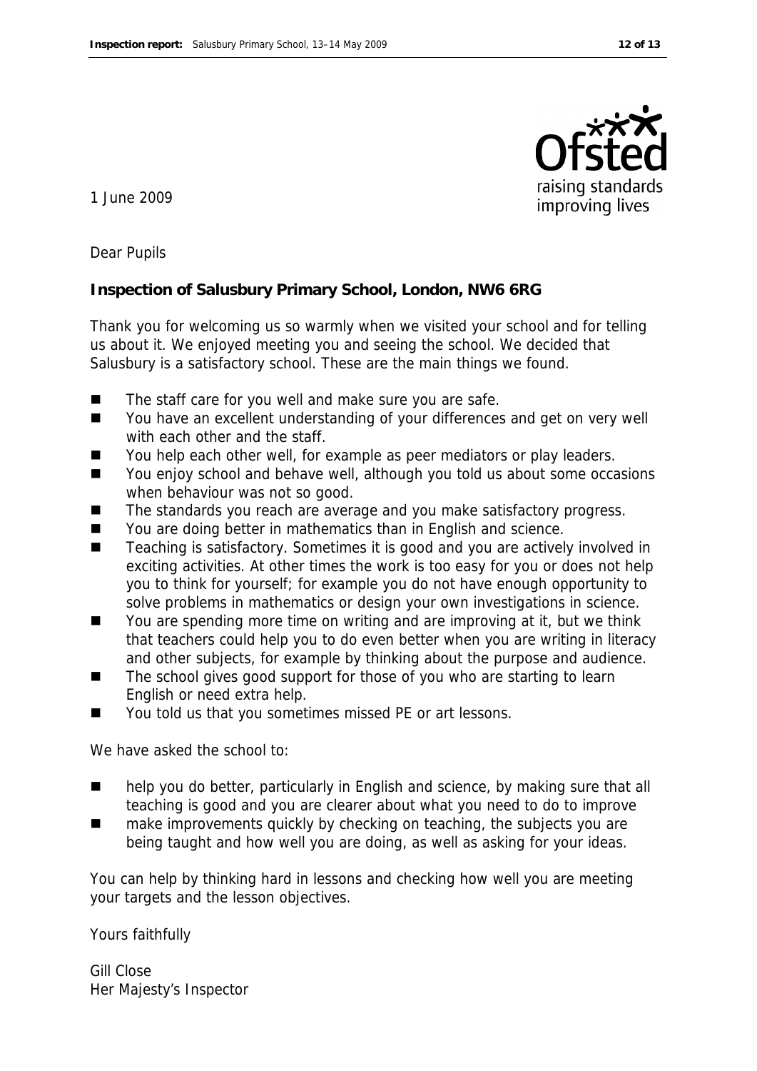1 June 2009

Dear Pupils

**Inspection of Salusbury Primary School, London, NW6 6RG**

Thank you for welcoming us so warmly when we visited your school and for telling us about it. We enjoyed meeting you and seeing the school. We decided that Salusbury is a satisfactory school. These are the main things we found.

- The staff care for you well and make sure you are safe.
- You have an excellent understanding of your differences and get on very well with each other and the staff.
- You help each other well, for example as peer mediators or play leaders.
- You enjoy school and behave well, although you told us about some occasions when behaviour was not so good.
- The standards you reach are average and you make satisfactory progress.
- You are doing better in mathematics than in English and science.
- Teaching is satisfactory. Sometimes it is good and you are actively involved in exciting activities. At other times the work is too easy for you or does not help you to think for yourself; for example you do not have enough opportunity to solve problems in mathematics or design your own investigations in science.
- You are spending more time on writing and are improving at it, but we think that teachers could help you to do even better when you are writing in literacy and other subjects, for example by thinking about the purpose and audience.
- The school gives good support for those of you who are starting to learn English or need extra help.
- You told us that you sometimes missed PE or art lessons.

We have asked the school to:

- help you do better, particularly in English and science, by making sure that all teaching is good and you are clearer about what you need to do to improve
- make improvements quickly by checking on teaching, the subjects you are being taught and how well you are doing, as well as asking for your ideas.

You can help by thinking hard in lessons and checking how well you are meeting your targets and the lesson objectives.

Yours faithfully

Gill Close
Her Majesty's Inspector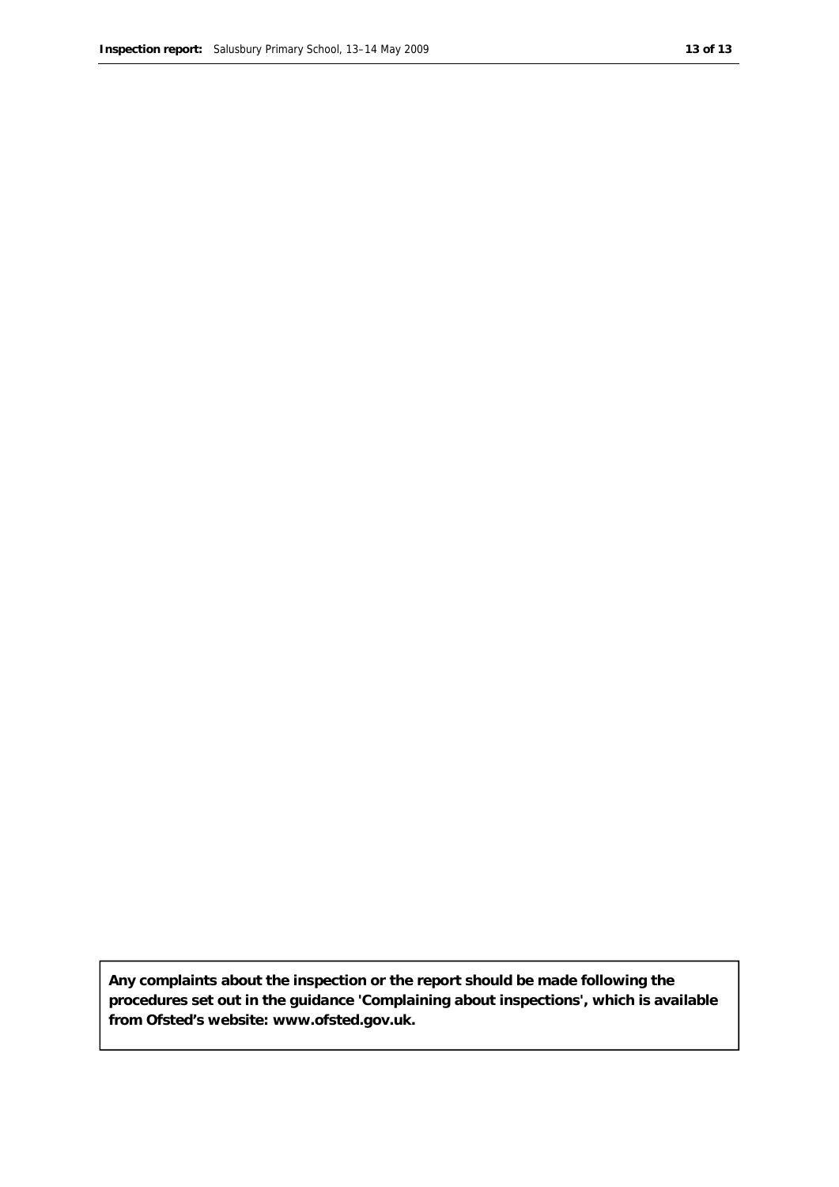**Any complaints about the inspection or the report should be made following the procedures set out in the guidance 'Complaining about inspections', which is available from Ofsted's website: www.ofsted.gov.uk.**